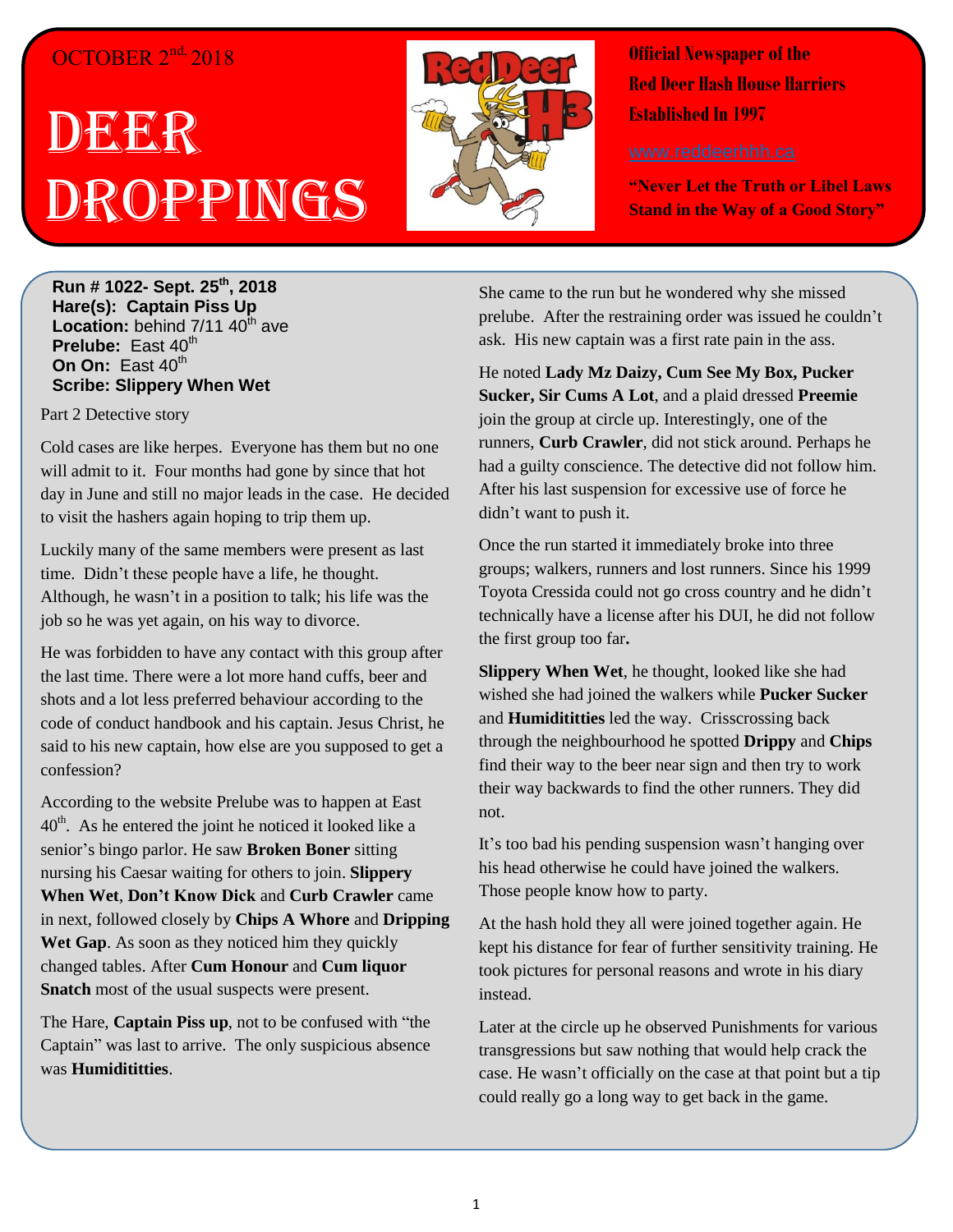OCTOBER 2nd, 2018

# DEER DROPPINGS

**Official Newspaper of the Red Deer Hash House Harriers Established In 1997**

www.reddeerhhh.ca

**"Never Let the Truth or Libel Laws Stand in the Way of a Good Story"**

**Run # 1022- Sept. 25th, 2018**
**Hare(s): Captain Piss Up**
**Location:** behind 7/11 40th ave
**Prelube:** East 40th
**On On:** East 40th
**Scribe: Slippery When Wet**

Part 2 Detective story

Cold cases are like herpes. Everyone has them but no one will admit to it. Four months had gone by since that hot day in June and still no major leads in the case. He decided to visit the hashers again hoping to trip them up.

Luckily many of the same members were present as last time. Didn't these people have a life, he thought. Although, he wasn't in a position to talk; his life was the job so he was yet again, on his way to divorce.

He was forbidden to have any contact with this group after the last time. There were a lot more hand cuffs, beer and shots and a lot less preferred behaviour according to the code of conduct handbook and his captain. Jesus Christ, he said to his new captain, how else are you supposed to get a confession?

According to the website Prelube was to happen at East 40th. As he entered the joint he noticed it looked like a senior's bingo parlor. He saw **Broken Boner** sitting nursing his Caesar waiting for others to join. **Slippery When Wet**, **Don't Know Dick** and **Curb Crawler** came in next, followed closely by **Chips A Whore** and **Dripping Wet Gap**. As soon as they noticed him they quickly changed tables. After **Cum Honour** and **Cum liquor Snatch** most of the usual suspects were present.

The Hare, **Captain Piss up**, not to be confused with "the Captain" was last to arrive. The only suspicious absence was **Humidititties**.

She came to the run but he wondered why she missed prelube. After the restraining order was issued he couldn't ask. His new captain was a first rate pain in the ass.

He noted **Lady Mz Daizy, Cum See My Box, Pucker Sucker, Sir Cums A Lot**, and a plaid dressed **Preemie** join the group at circle up. Interestingly, one of the runners, **Curb Crawler**, did not stick around. Perhaps he had a guilty conscience. The detective did not follow him. After his last suspension for excessive use of force he didn't want to push it.

Once the run started it immediately broke into three groups; walkers, runners and lost runners. Since his 1999 Toyota Cressida could not go cross country and he didn't technically have a license after his DUI, he did not follow the first group too far**.**

**Slippery When Wet**, he thought, looked like she had wished she had joined the walkers while **Pucker Sucker** and **Humidititties** led the way. Crisscrossing back through the neighbourhood he spotted **Drippy** and **Chips** find their way to the beer near sign and then try to work their way backwards to find the other runners. They did not.

It's too bad his pending suspension wasn't hanging over his head otherwise he could have joined the walkers. Those people know how to party.

At the hash hold they all were joined together again. He kept his distance for fear of further sensitivity training. He took pictures for personal reasons and wrote in his diary instead.

Later at the circle up he observed Punishments for various transgressions but saw nothing that would help crack the case. He wasn't officially on the case at that point but a tip could really go a long way to get back in the game.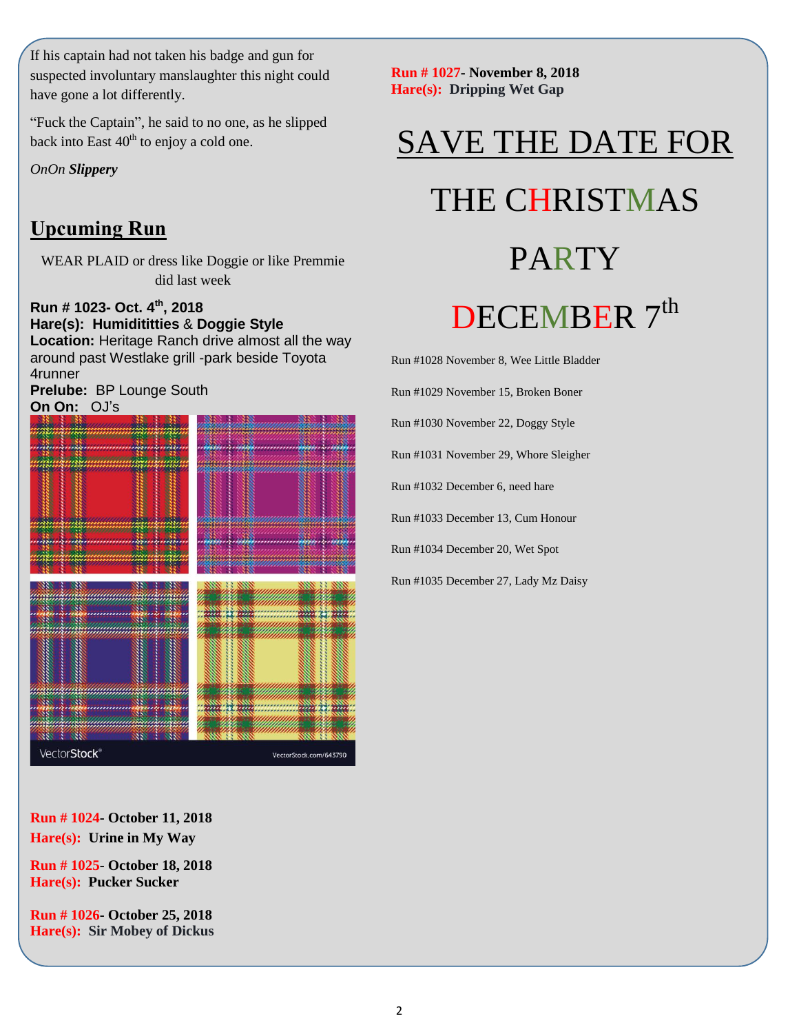If his captain had not taken his badge and gun for suspected involuntary manslaughter this night could have gone a lot differently.

"Fuck the Captain", he said to no one, as he slipped back into East 40th to enjoy a cold one.

*OnOn **Slippery***

## Upcuming Run

WEAR PLAID or dress like Doggie or like Premmie did last week

**Run # 1023- Oct. 4th, 2018**
**Hare(s): Humidititties** & **Doggie Style**
**Location:** Heritage Ranch drive almost all the way around past Westlake grill -park beside Toyota 4runner
**Prelube:** BP Lounge South
**On On:** OJ's

VectorStock®

VectorStock.com/643790

**Run # 1024- October 11, 2018**
**Hare(s): Urine in My Way**

**Run # 1025- October 18, 2018**
**Hare(s): Pucker Sucker**

**Run # 1026- October 25, 2018**
**Hare(s): Sir Mobey of Dickus**

**Run # 1027- November 8, 2018**
**Hare(s): Dripping Wet Gap**

# SAVE THE DATE FOR THE CHRISTMAS PARTY DECEMBER 7th

Run #1028 November 8, Wee Little Bladder

Run #1029 November 15, Broken Boner

Run #1030 November 22, Doggy Style

Run #1031 November 29, Whore Sleigher

Run #1032 December 6, need hare

Run #1033 December 13, Cum Honour

Run #1034 December 20, Wet Spot

Run #1035 December 27, Lady Mz Daisy